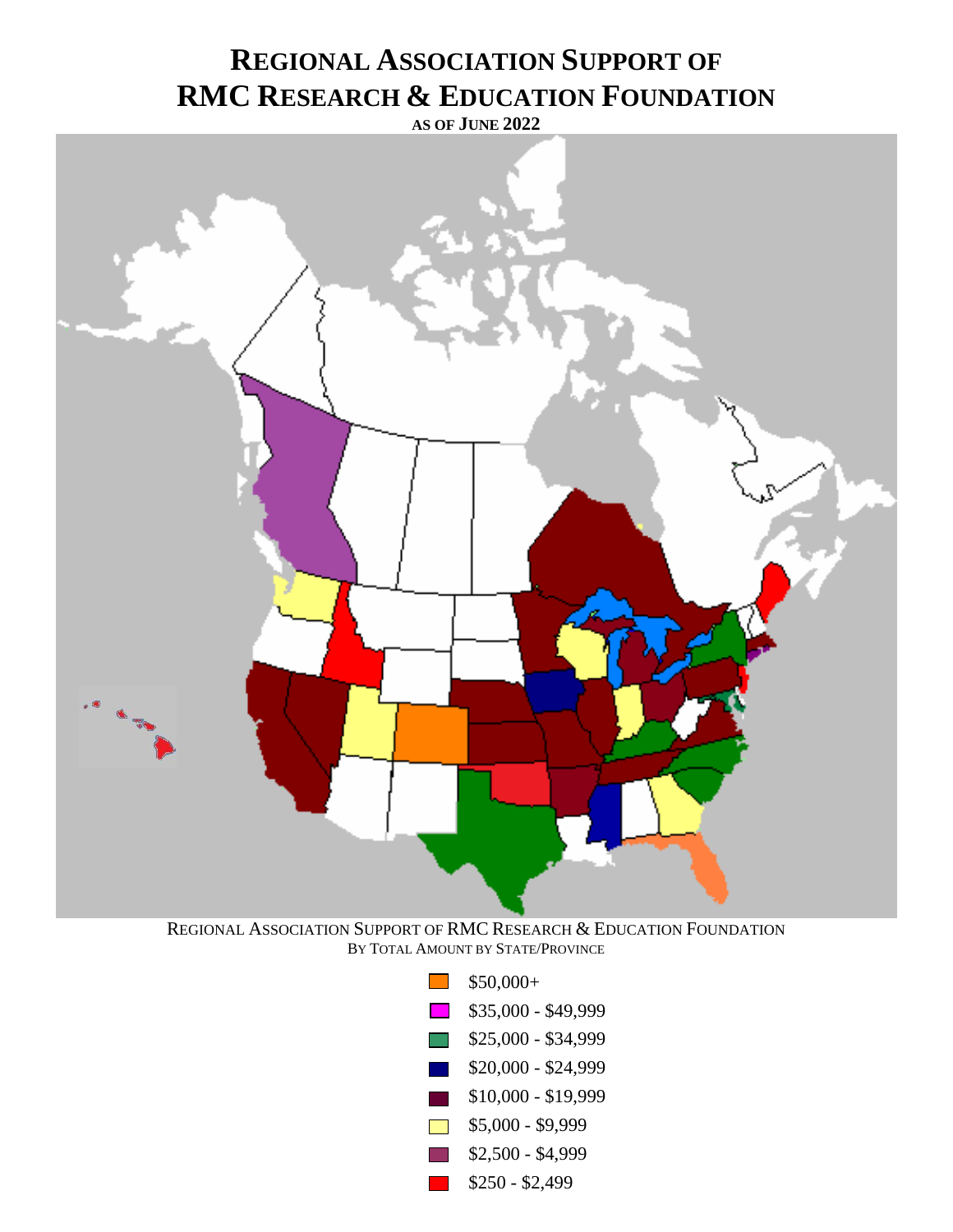# REGIONAL ASSOCIATION SUPPORT OF RMC RESEARCH & EDUCATION FOUNDATION

AS OF JUNE 2022

REGIONAL ASSOCIATION SUPPORT OF RMC RESEARCH & EDUCATION FOUNDATION
BY TOTAL AMOUNT BY STATE/PROVINCE

- $50,000+
- $35,000 - $49,999
- $25,000 - $34,999
- $20,000 - $24,999
- $10,000 - $19,999
- $5,000 - $9,999
- $2,500 - $4,999
- $250 - $2,499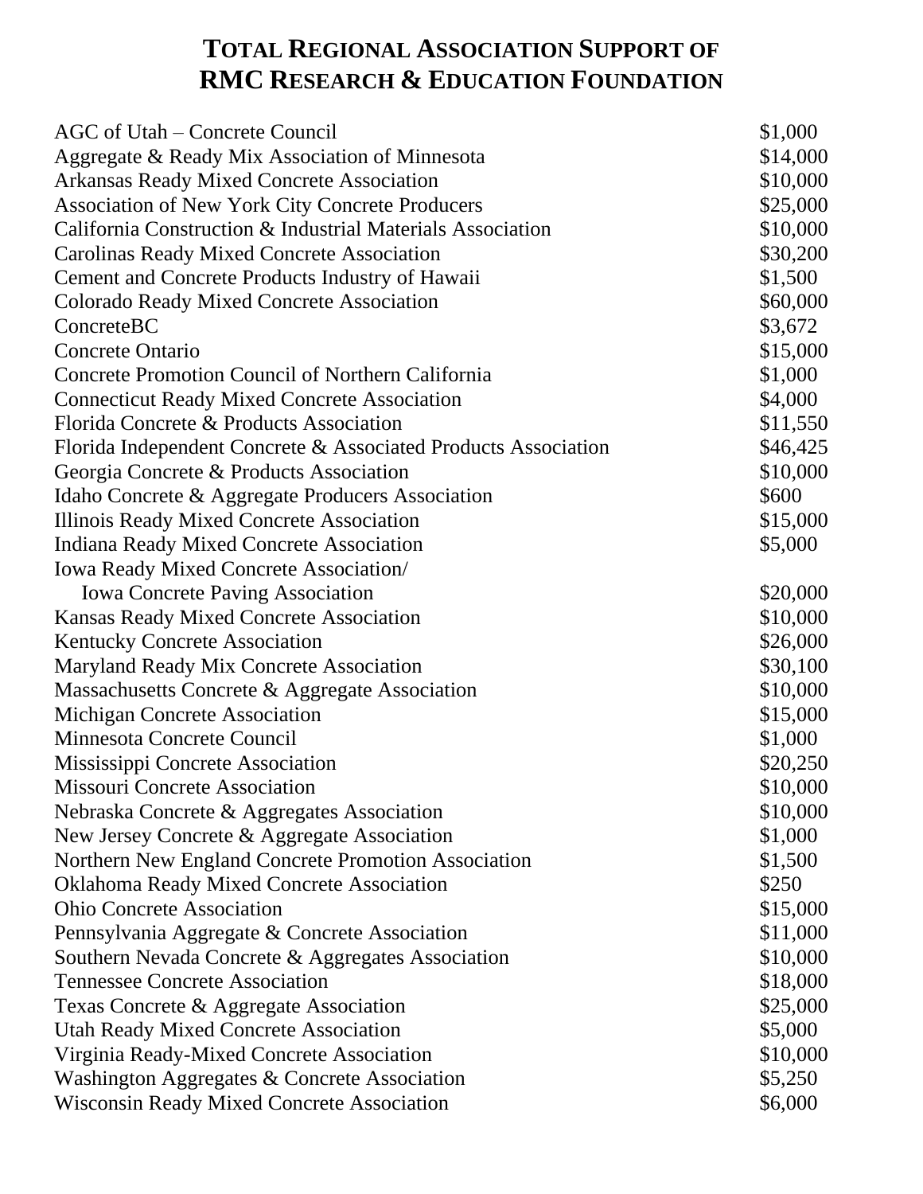# TOTAL REGIONAL ASSOCIATION SUPPORT OF RMC RESEARCH & EDUCATION FOUNDATION

| | |
|---|---|
| AGC of Utah – Concrete Council | $1,000 |
| Aggregate & Ready Mix Association of Minnesota | $14,000 |
| Arkansas Ready Mixed Concrete Association | $10,000 |
| Association of New York City Concrete Producers | $25,000 |
| California Construction & Industrial Materials Association | $10,000 |
| Carolinas Ready Mixed Concrete Association | $30,200 |
| Cement and Concrete Products Industry of Hawaii | $1,500 |
| Colorado Ready Mixed Concrete Association | $60,000 |
| ConcreteBC | $3,672 |
| Concrete Ontario | $15,000 |
| Concrete Promotion Council of Northern California | $1,000 |
| Connecticut Ready Mixed Concrete Association | $4,000 |
| Florida Concrete & Products Association | $11,550 |
| Florida Independent Concrete & Associated Products Association | $46,425 |
| Georgia Concrete & Products Association | $10,000 |
| Idaho Concrete & Aggregate Producers Association | $600 |
| Illinois Ready Mixed Concrete Association | $15,000 |
| Indiana Ready Mixed Concrete Association | $5,000 |
| Iowa Ready Mixed Concrete Association/ Iowa Concrete Paving Association | $20,000 |
| Kansas Ready Mixed Concrete Association | $10,000 |
| Kentucky Concrete Association | $26,000 |
| Maryland Ready Mix Concrete Association | $30,100 |
| Massachusetts Concrete & Aggregate Association | $10,000 |
| Michigan Concrete Association | $15,000 |
| Minnesota Concrete Council | $1,000 |
| Mississippi Concrete Association | $20,250 |
| Missouri Concrete Association | $10,000 |
| Nebraska Concrete & Aggregates Association | $10,000 |
| New Jersey Concrete & Aggregate Association | $1,000 |
| Northern New England Concrete Promotion Association | $1,500 |
| Oklahoma Ready Mixed Concrete Association | $250 |
| Ohio Concrete Association | $15,000 |
| Pennsylvania Aggregate & Concrete Association | $11,000 |
| Southern Nevada Concrete & Aggregates Association | $10,000 |
| Tennessee Concrete Association | $18,000 |
| Texas Concrete & Aggregate Association | $25,000 |
| Utah Ready Mixed Concrete Association | $5,000 |
| Virginia Ready-Mixed Concrete Association | $10,000 |
| Washington Aggregates & Concrete Association | $5,250 |
| Wisconsin Ready Mixed Concrete Association | $6,000 |